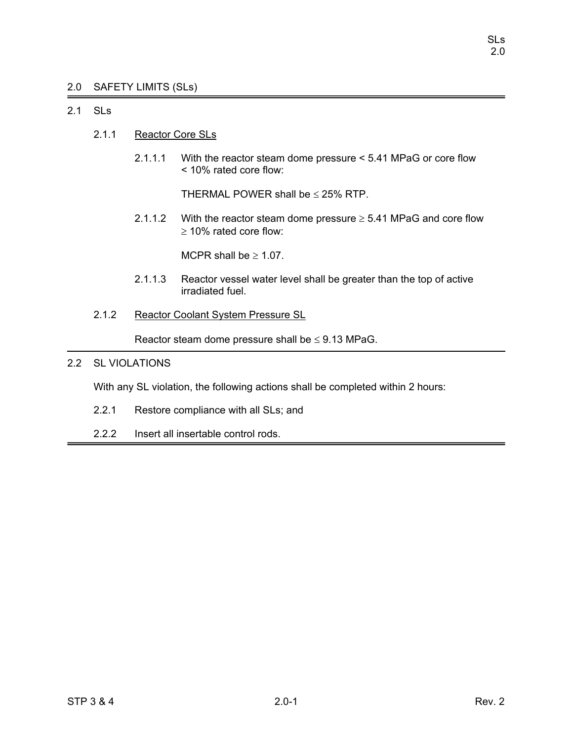## 2.0 SAFETY LIMITS (SLs)

### 2.1 SLs

#### 2.1.1 Reactor Core SLs

2.1.1.1 With the reactor steam dome pressure < 5.41 MPaG or core flow < 10% rated core flow:

THERMAL POWER shall be ≤ 25% RTP.

2.1.1.2 With the reactor steam dome pressure ≥ 5.41 MPaG and core flow ≥ 10% rated core flow:

MCPR shall be ≥ 1.07.

2.1.1.3 Reactor vessel water level shall be greater than the top of active irradiated fuel.

#### 2.1.2 Reactor Coolant System Pressure SL

Reactor steam dome pressure shall be ≤ 9.13 MPaG.

### 2.2 SL VIOLATIONS

With any SL violation, the following actions shall be completed within 2 hours:

2.2.1 Restore compliance with all SLs; and

2.2.2 Insert all insertable control rods.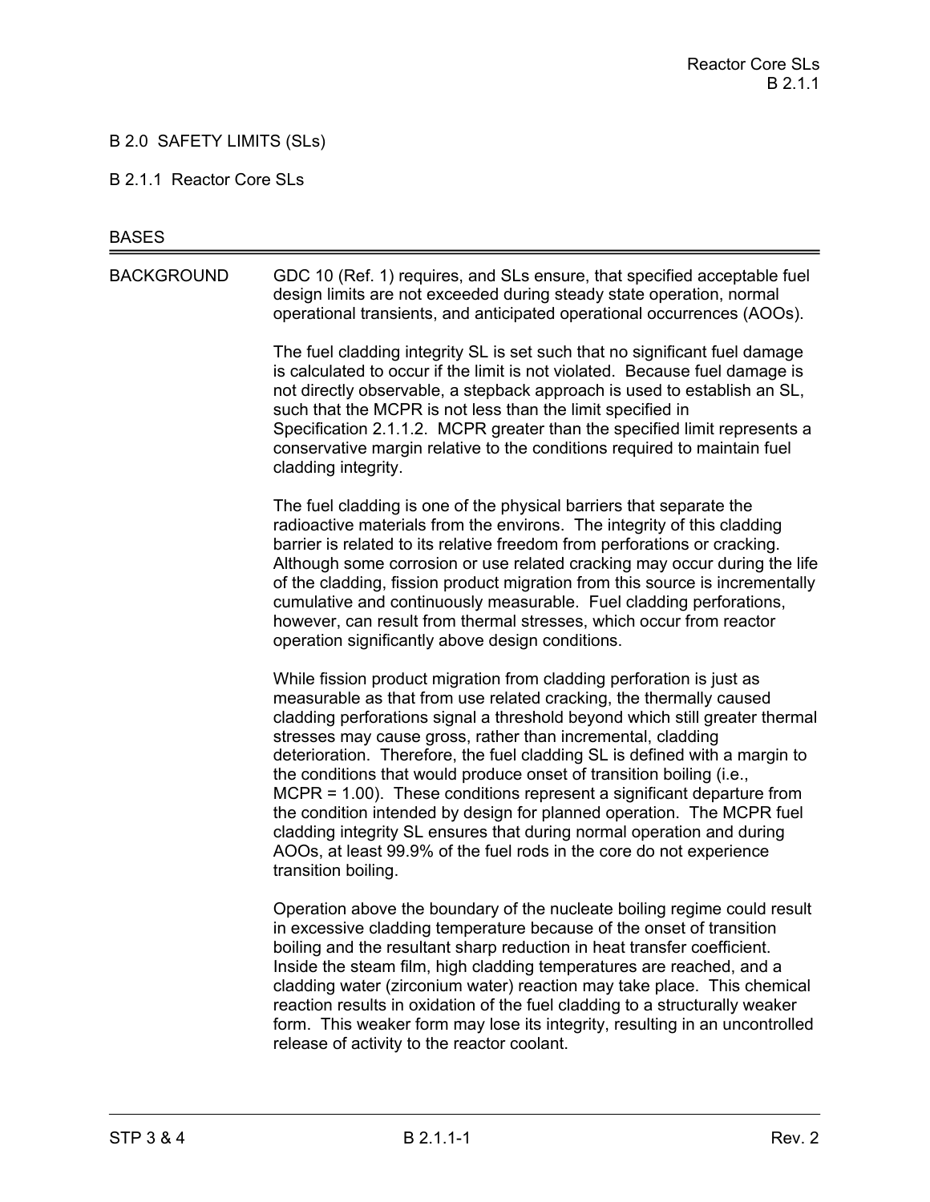# B 2.0 SAFETY LIMITS (SLs)

## B 2.1.1 Reactor Core SLs

### BASES

**BACKGROUND**

GDC 10 (Ref. 1) requires, and SLs ensure, that specified acceptable fuel design limits are not exceeded during steady state operation, normal operational transients, and anticipated operational occurrences (AOOs).

The fuel cladding integrity SL is set such that no significant fuel damage is calculated to occur if the limit is not violated. Because fuel damage is not directly observable, a stepback approach is used to establish an SL, such that the MCPR is not less than the limit specified in Specification 2.1.1.2. MCPR greater than the specified limit represents a conservative margin relative to the conditions required to maintain fuel cladding integrity.

The fuel cladding is one of the physical barriers that separate the radioactive materials from the environs. The integrity of this cladding barrier is related to its relative freedom from perforations or cracking. Although some corrosion or use related cracking may occur during the life of the cladding, fission product migration from this source is incrementally cumulative and continuously measurable. Fuel cladding perforations, however, can result from thermal stresses, which occur from reactor operation significantly above design conditions.

While fission product migration from cladding perforation is just as measurable as that from use related cracking, the thermally caused cladding perforations signal a threshold beyond which still greater thermal stresses may cause gross, rather than incremental, cladding deterioration. Therefore, the fuel cladding SL is defined with a margin to the conditions that would produce onset of transition boiling (i.e., MCPR = 1.00). These conditions represent a significant departure from the condition intended by design for planned operation. The MCPR fuel cladding integrity SL ensures that during normal operation and during AOOs, at least 99.9% of the fuel rods in the core do not experience transition boiling.

Operation above the boundary of the nucleate boiling regime could result in excessive cladding temperature because of the onset of transition boiling and the resultant sharp reduction in heat transfer coefficient. Inside the steam film, high cladding temperatures are reached, and a cladding water (zirconium water) reaction may take place. This chemical reaction results in oxidation of the fuel cladding to a structurally weaker form. This weaker form may lose its integrity, resulting in an uncontrolled release of activity to the reactor coolant.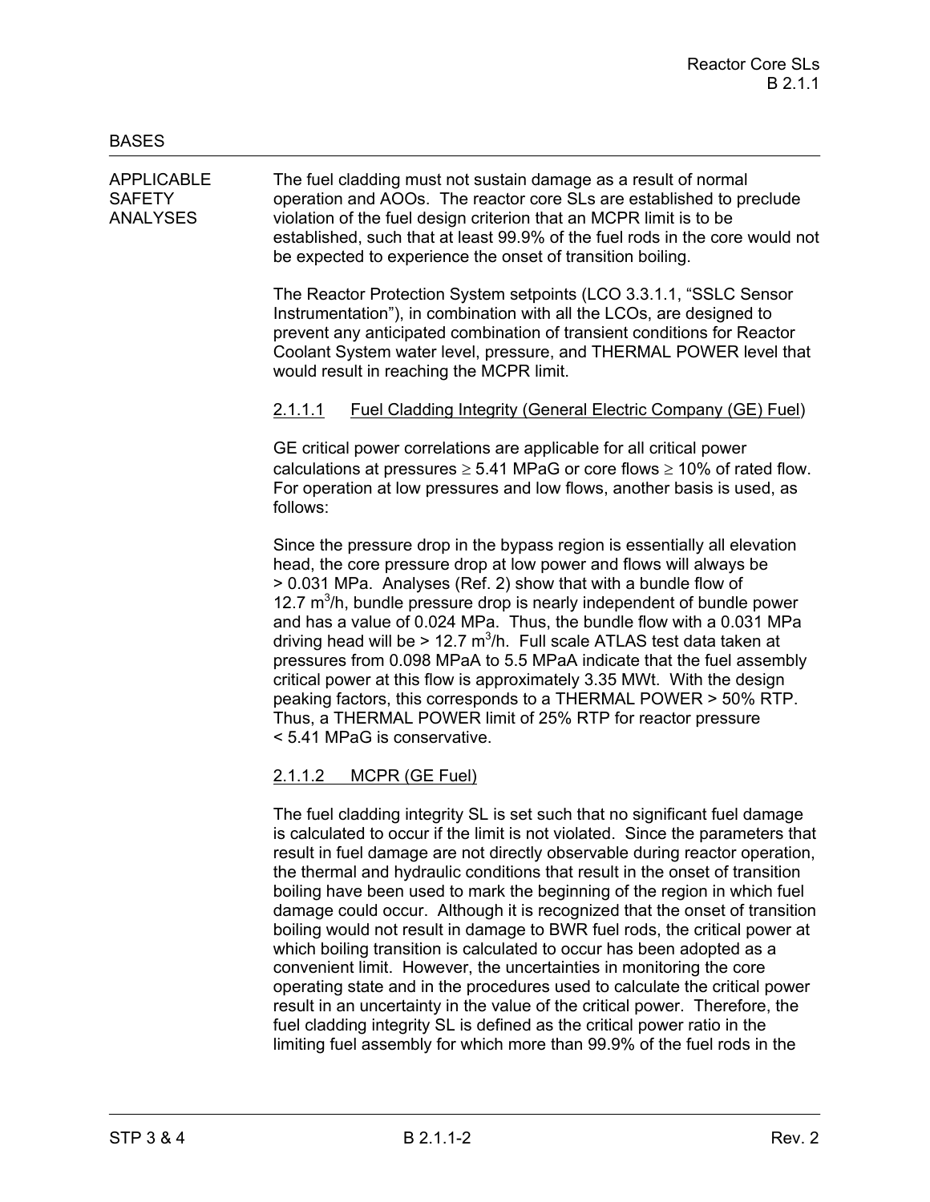BASES

APPLICABLE SAFETY ANALYSES

The fuel cladding must not sustain damage as a result of normal operation and AOOs. The reactor core SLs are established to preclude violation of the fuel design criterion that an MCPR limit is to be established, such that at least 99.9% of the fuel rods in the core would not be expected to experience the onset of transition boiling.

The Reactor Protection System setpoints (LCO 3.3.1.1, "SSLC Sensor Instrumentation"), in combination with all the LCOs, are designed to prevent any anticipated combination of transient conditions for Reactor Coolant System water level, pressure, and THERMAL POWER level that would result in reaching the MCPR limit.

2.1.1.1 Fuel Cladding Integrity (General Electric Company (GE) Fuel)

GE critical power correlations are applicable for all critical power calculations at pressures $\geq$ 5.41 MPaG or core flows $\geq$ 10% of rated flow. For operation at low pressures and low flows, another basis is used, as follows:

Since the pressure drop in the bypass region is essentially all elevation head, the core pressure drop at low power and flows will always be > 0.031 MPa. Analyses (Ref. 2) show that with a bundle flow of 12.7 $m^3$/h, bundle pressure drop is nearly independent of bundle power and has a value of 0.024 MPa. Thus, the bundle flow with a 0.031 MPa driving head will be > 12.7 $m^3$/h. Full scale ATLAS test data taken at pressures from 0.098 MPaA to 5.5 MPaA indicate that the fuel assembly critical power at this flow is approximately 3.35 MWt. With the design peaking factors, this corresponds to a THERMAL POWER > 50% RTP. Thus, a THERMAL POWER limit of 25% RTP for reactor pressure < 5.41 MPaG is conservative.

2.1.1.2 MCPR (GE Fuel)

The fuel cladding integrity SL is set such that no significant fuel damage is calculated to occur if the limit is not violated. Since the parameters that result in fuel damage are not directly observable during reactor operation, the thermal and hydraulic conditions that result in the onset of transition boiling have been used to mark the beginning of the region in which fuel damage could occur. Although it is recognized that the onset of transition boiling would not result in damage to BWR fuel rods, the critical power at which boiling transition is calculated to occur has been adopted as a convenient limit. However, the uncertainties in monitoring the core operating state and in the procedures used to calculate the critical power result in an uncertainty in the value of the critical power. Therefore, the fuel cladding integrity SL is defined as the critical power ratio in the limiting fuel assembly for which more than 99.9% of the fuel rods in the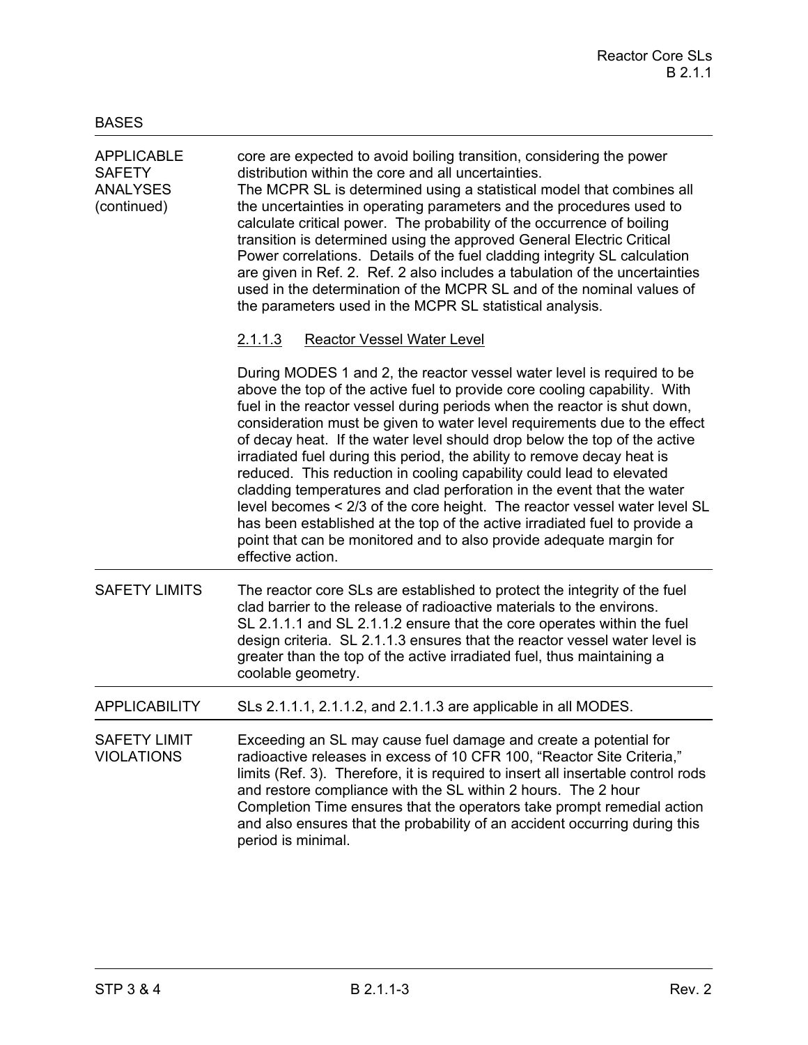BASES

| | |
|---|---|
| APPLICABLE SAFETY ANALYSES (continued) | core are expected to avoid boiling transition, considering the power distribution within the core and all uncertainties.<br>The MCPR SL is determined using a statistical model that combines all the uncertainties in operating parameters and the procedures used to calculate critical power. The probability of the occurrence of boiling transition is determined using the approved General Electric Critical Power correlations. Details of the fuel cladding integrity SL calculation are given in Ref. 2. Ref. 2 also includes a tabulation of the uncertainties used in the determination of the MCPR SL and of the nominal values of the parameters used in the MCPR SL statistical analysis.<br><br><u>2.1.1.3 Reactor Vessel Water Level</u><br><br>During MODES 1 and 2, the reactor vessel water level is required to be above the top of the active fuel to provide core cooling capability. With fuel in the reactor vessel during periods when the reactor is shut down, consideration must be given to water level requirements due to the effect of decay heat. If the water level should drop below the top of the active irradiated fuel during this period, the ability to remove decay heat is reduced. This reduction in cooling capability could lead to elevated cladding temperatures and clad perforation in the event that the water level becomes < 2/3 of the core height. The reactor vessel water level SL has been established at the top of the active irradiated fuel to provide a point that can be monitored and to also provide adequate margin for effective action. |
| SAFETY LIMITS | The reactor core SLs are established to protect the integrity of the fuel clad barrier to the release of radioactive materials to the environs. SL 2.1.1.1 and SL 2.1.1.2 ensure that the core operates within the fuel design criteria. SL 2.1.1.3 ensures that the reactor vessel water level is greater than the top of the active irradiated fuel, thus maintaining a coolable geometry. |
| APPLICABILITY | SLs 2.1.1.1, 2.1.1.2, and 2.1.1.3 are applicable in all MODES. |
| SAFETY LIMIT VIOLATIONS | Exceeding an SL may cause fuel damage and create a potential for radioactive releases in excess of 10 CFR 100, "Reactor Site Criteria," limits (Ref. 3). Therefore, it is required to insert all insertable control rods and restore compliance with the SL within 2 hours. The 2 hour Completion Time ensures that the operators take prompt remedial action and also ensures that the probability of an accident occurring during this period is minimal. |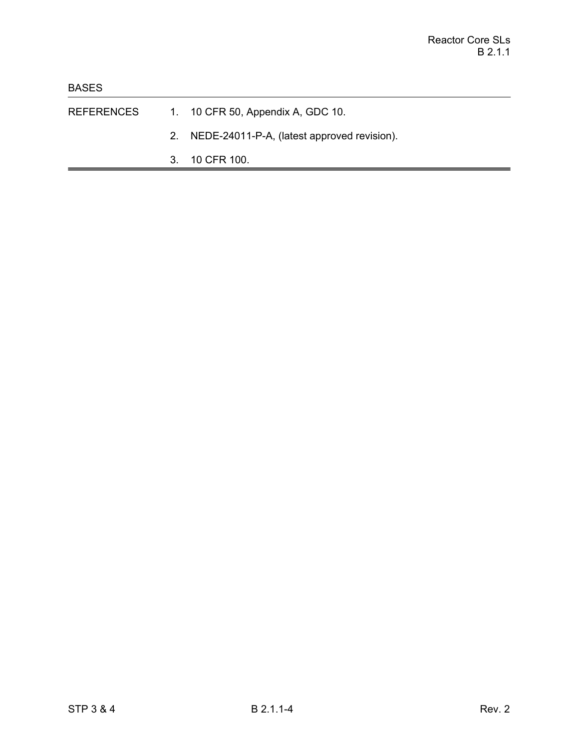BASES

REFERENCES

1. 10 CFR 50, Appendix A, GDC 10.
2. NEDE-24011-P-A, (latest approved revision).
3. 10 CFR 100.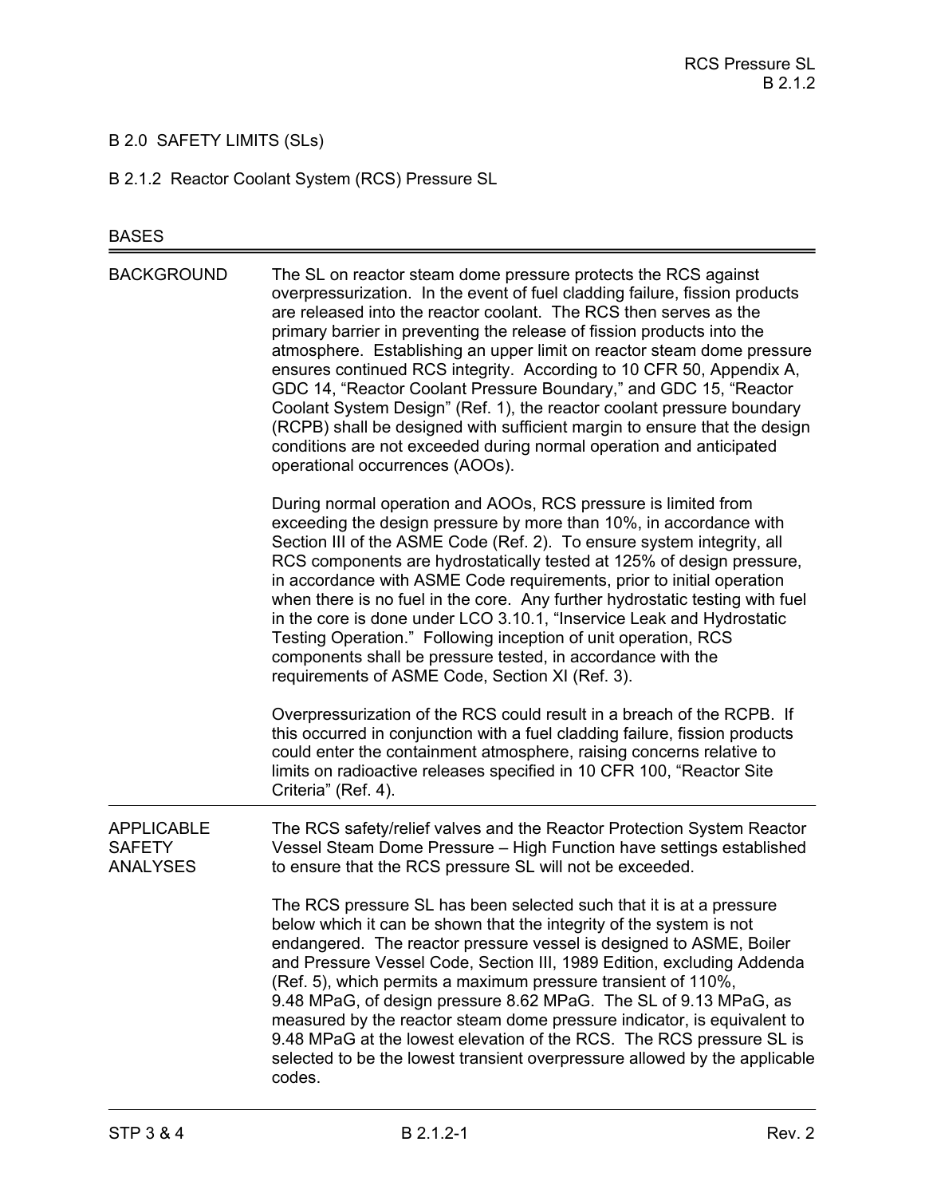# B 2.0 SAFETY LIMITS (SLs)

## B 2.1.2 Reactor Coolant System (RCS) Pressure SL

BASES

### BACKGROUND

The SL on reactor steam dome pressure protects the RCS against overpressurization. In the event of fuel cladding failure, fission products are released into the reactor coolant. The RCS then serves as the primary barrier in preventing the release of fission products into the atmosphere. Establishing an upper limit on reactor steam dome pressure ensures continued RCS integrity. According to 10 CFR 50, Appendix A, GDC 14, "Reactor Coolant Pressure Boundary," and GDC 15, "Reactor Coolant System Design" (Ref. 1), the reactor coolant pressure boundary (RCPB) shall be designed with sufficient margin to ensure that the design conditions are not exceeded during normal operation and anticipated operational occurrences (AOOs).

During normal operation and AOOs, RCS pressure is limited from exceeding the design pressure by more than 10%, in accordance with Section III of the ASME Code (Ref. 2). To ensure system integrity, all RCS components are hydrostatically tested at 125% of design pressure, in accordance with ASME Code requirements, prior to initial operation when there is no fuel in the core. Any further hydrostatic testing with fuel in the core is done under LCO 3.10.1, "Inservice Leak and Hydrostatic Testing Operation." Following inception of unit operation, RCS components shall be pressure tested, in accordance with the requirements of ASME Code, Section XI (Ref. 3).

Overpressurization of the RCS could result in a breach of the RCPB. If this occurred in conjunction with a fuel cladding failure, fission products could enter the containment atmosphere, raising concerns relative to limits on radioactive releases specified in 10 CFR 100, "Reactor Site Criteria" (Ref. 4).

### APPLICABLE SAFETY ANALYSES

The RCS safety/relief valves and the Reactor Protection System Reactor Vessel Steam Dome Pressure – High Function have settings established to ensure that the RCS pressure SL will not be exceeded.

The RCS pressure SL has been selected such that it is at a pressure below which it can be shown that the integrity of the system is not endangered. The reactor pressure vessel is designed to ASME, Boiler and Pressure Vessel Code, Section III, 1989 Edition, excluding Addenda (Ref. 5), which permits a maximum pressure transient of 110%, 9.48 MPaG, of design pressure 8.62 MPaG. The SL of 9.13 MPaG, as measured by the reactor steam dome pressure indicator, is equivalent to 9.48 MPaG at the lowest elevation of the RCS. The RCS pressure SL is selected to be the lowest transient overpressure allowed by the applicable codes.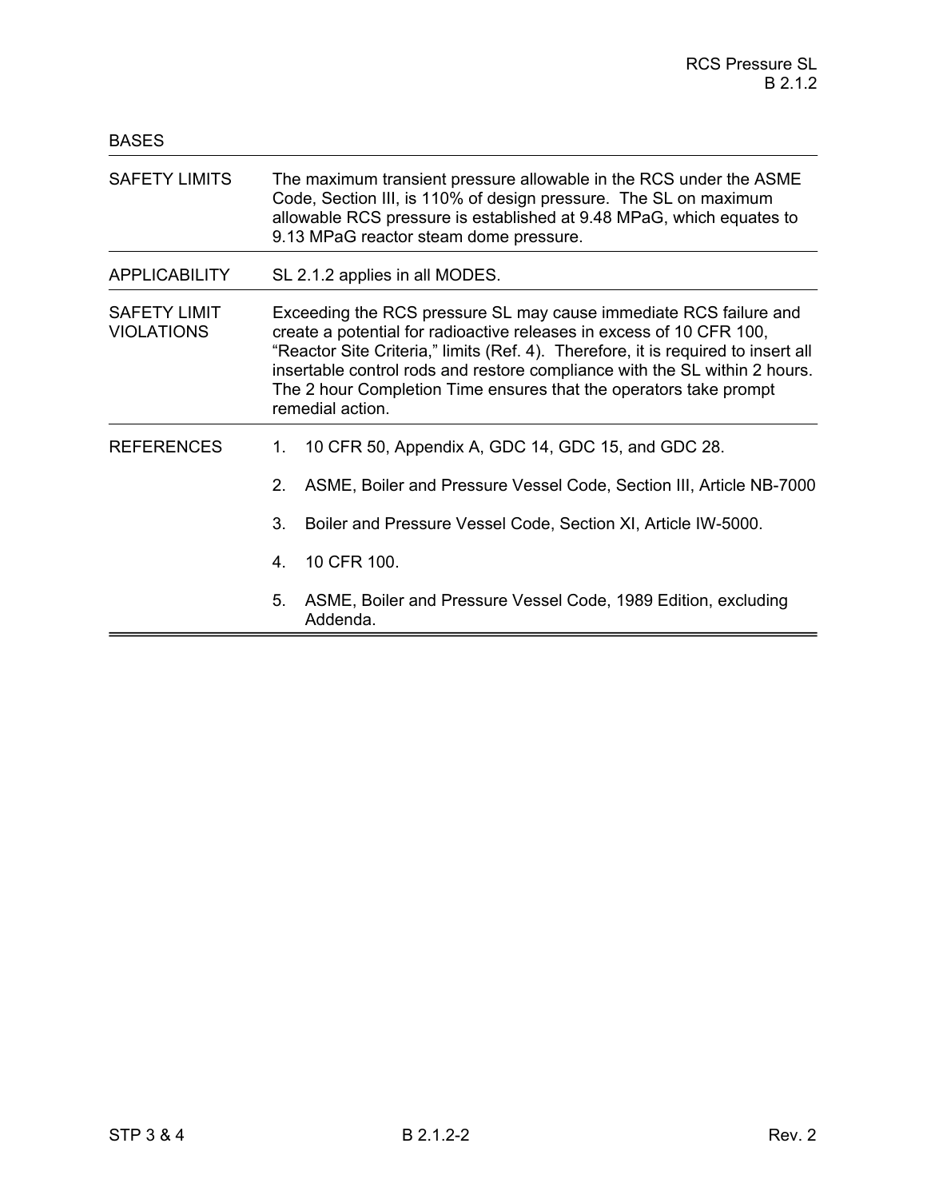BASES

| | |
|---|---|
| SAFETY LIMITS | The maximum transient pressure allowable in the RCS under the ASME Code, Section III, is 110% of design pressure. The SL on maximum allowable RCS pressure is established at 9.48 MPaG, which equates to 9.13 MPaG reactor steam dome pressure. |
| APPLICABILITY | SL 2.1.2 applies in all MODES. |
| SAFETY LIMIT VIOLATIONS | Exceeding the RCS pressure SL may cause immediate RCS failure and create a potential for radioactive releases in excess of 10 CFR 100, "Reactor Site Criteria," limits (Ref. 4). Therefore, it is required to insert all insertable control rods and restore compliance with the SL within 2 hours. The 2 hour Completion Time ensures that the operators take prompt remedial action. |
| REFERENCES | 1. 10 CFR 50, Appendix A, GDC 14, GDC 15, and GDC 28.<br>2. ASME, Boiler and Pressure Vessel Code, Section III, Article NB-7000<br>3. Boiler and Pressure Vessel Code, Section XI, Article IW-5000.<br>4. 10 CFR 100.<br>5. ASME, Boiler and Pressure Vessel Code, 1989 Edition, excluding Addenda. |